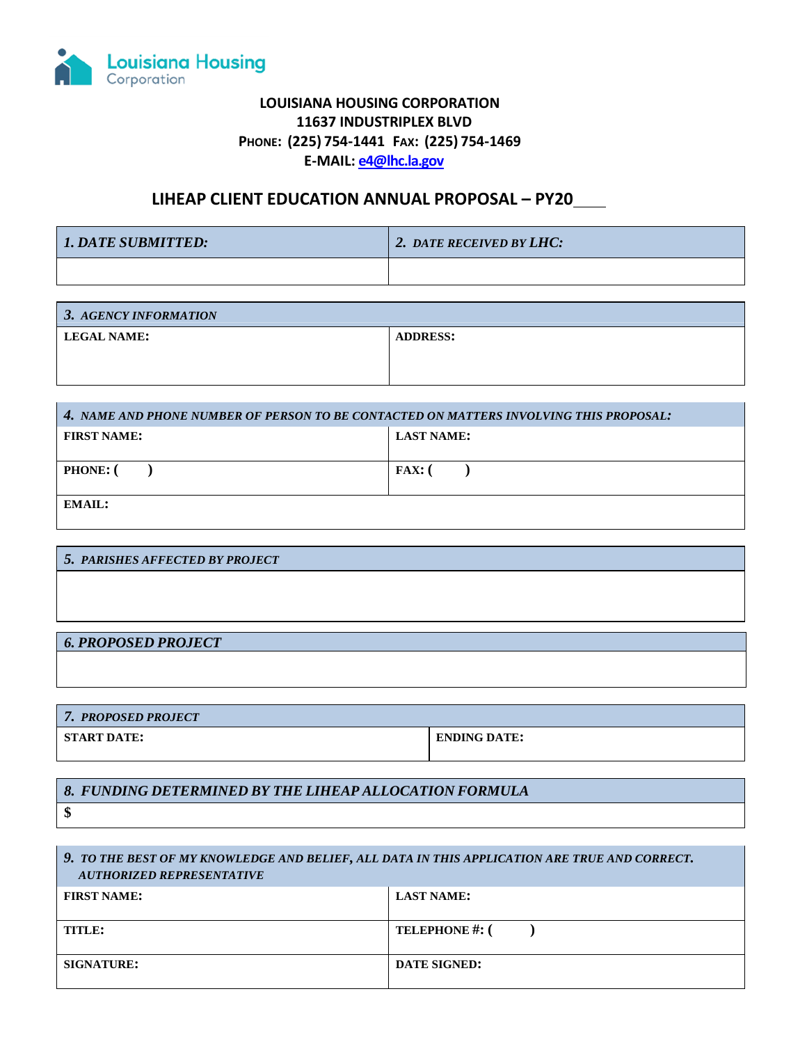Louisiana Housing Corporation

**LOUISIANA HOUSING CORPORATION**
**11637 INDUSTRIPLEX BLVD**
**PHONE: (225) 754-1441 FAX: (225) 754-1469**
**E-MAIL: e4@lhc.la.gov**

## LIHEAP CLIENT EDUCATION ANNUAL PROPOSAL – PY20____

| 1. DATE SUBMITTED: | 2. DATE RECEIVED BY LHC: |
|---|---|
| | |

| 3. AGENCY INFORMATION | |
|---|---|
| LEGAL NAME: | ADDRESS: |

| 4. NAME AND PHONE NUMBER OF PERSON TO BE CONTACTED ON MATTERS INVOLVING THIS PROPOSAL: | |
|---|---|
| FIRST NAME: | LAST NAME: |
| PHONE: ( ) | FAX: ( ) |
| EMAIL: | |

| 5. PARISHES AFFECTED BY PROJECT |
|---|
| |

| 6. PROPOSED PROJECT |
|---|
| |

| 7. PROPOSED PROJECT | |
|---|---|
| START DATE: | ENDING DATE: |

| 8. FUNDING DETERMINED BY THE LIHEAP ALLOCATION FORMULA |
|---|
| $ |

| 9. TO THE BEST OF MY KNOWLEDGE AND BELIEF, ALL DATA IN THIS APPLICATION ARE TRUE AND CORRECT. AUTHORIZED REPRESENTATIVE | |
|---|---|
| FIRST NAME: | LAST NAME: |
| TITLE: | TELEPHONE #: ( ) |
| SIGNATURE: | DATE SIGNED: |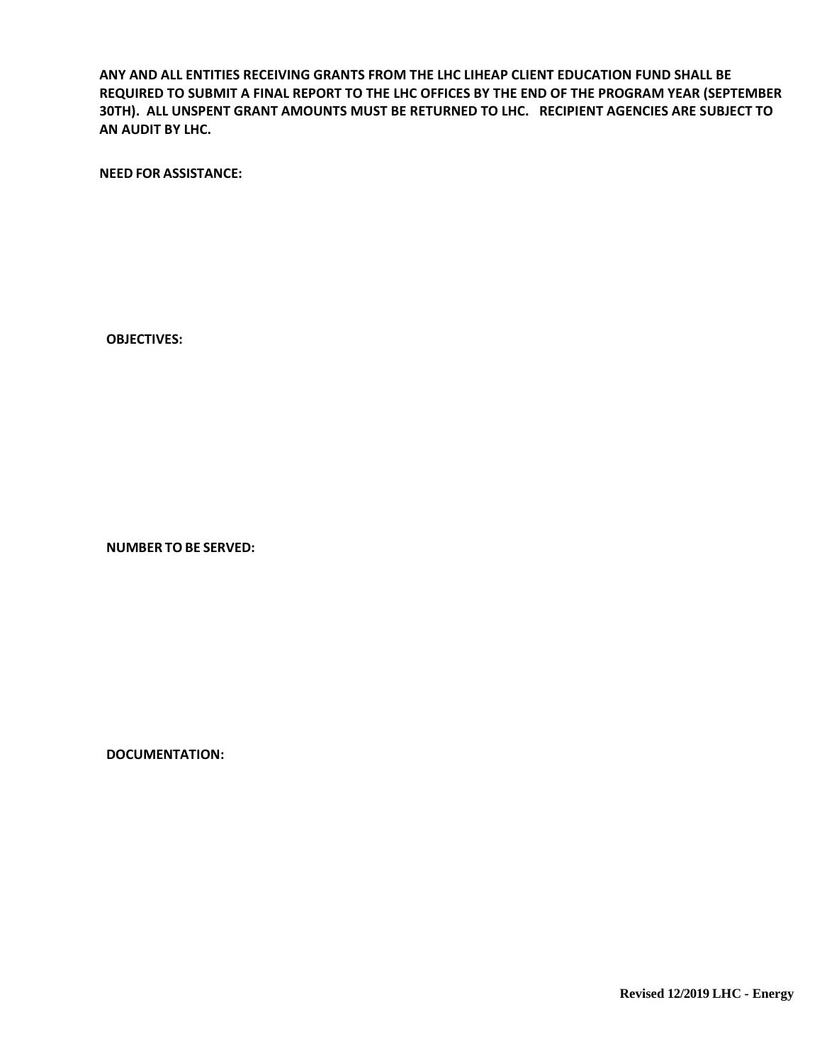**ANY AND ALL ENTITIES RECEIVING GRANTS FROM THE LHC LIHEAP CLIENT EDUCATION FUND SHALL BE REQUIRED TO SUBMIT A FINAL REPORT TO THE LHC OFFICES BY THE END OF THE PROGRAM YEAR (SEPTEMBER 30TH). ALL UNSPENT GRANT AMOUNTS MUST BE RETURNED TO LHC. RECIPIENT AGENCIES ARE SUBJECT TO AN AUDIT BY LHC.**

**NEED FOR ASSISTANCE:**

**OBJECTIVES:**

**NUMBER TO BE SERVED:**

**DOCUMENTATION:**

**Revised 12/2019 LHC - Energy**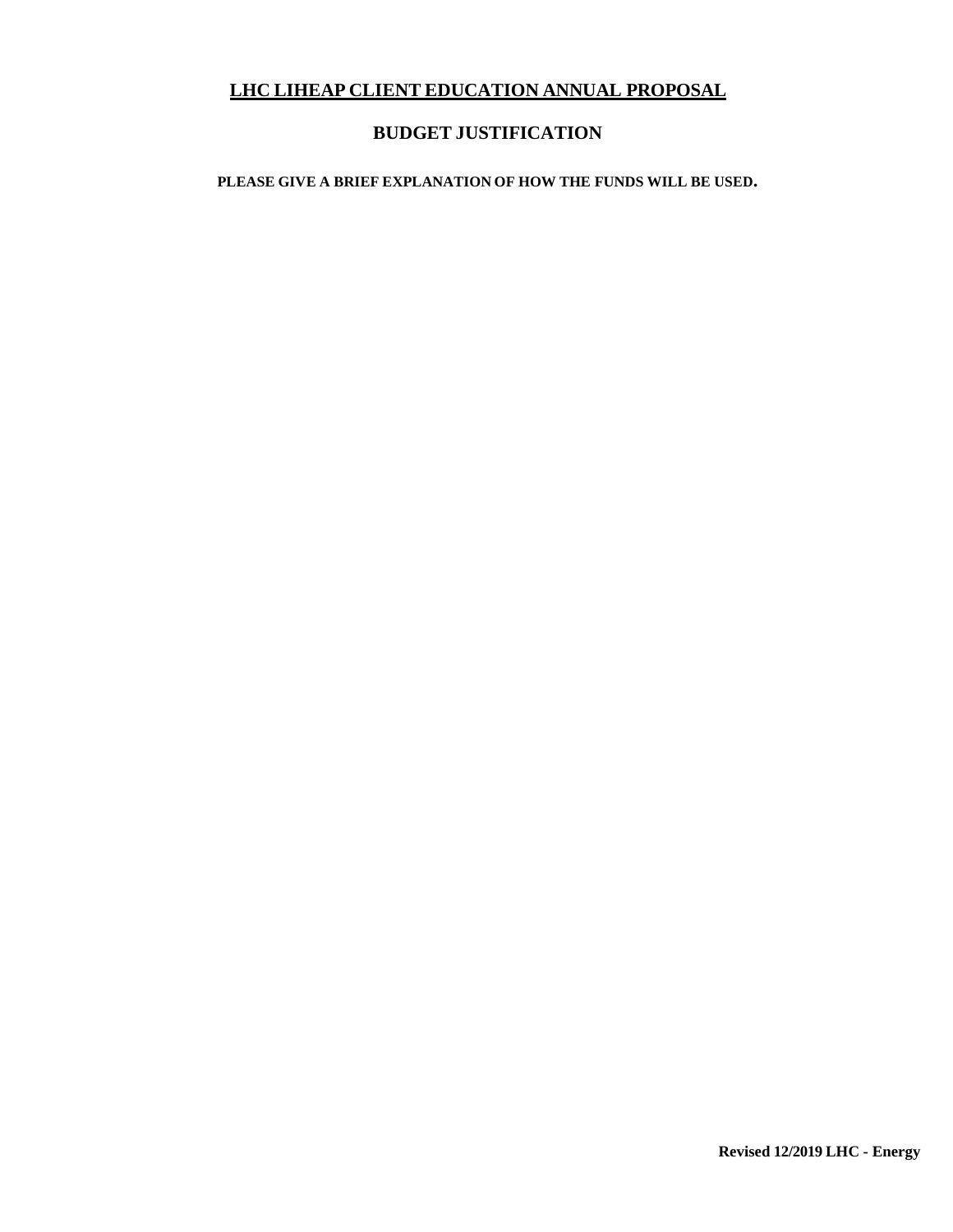# LHC LIHEAP CLIENT EDUCATION ANNUAL PROPOSAL

## BUDGET JUSTIFICATION

**PLEASE GIVE A BRIEF EXPLANATION OF HOW THE FUNDS WILL BE USED.**

**Revised 12/2019 LHC - Energy**